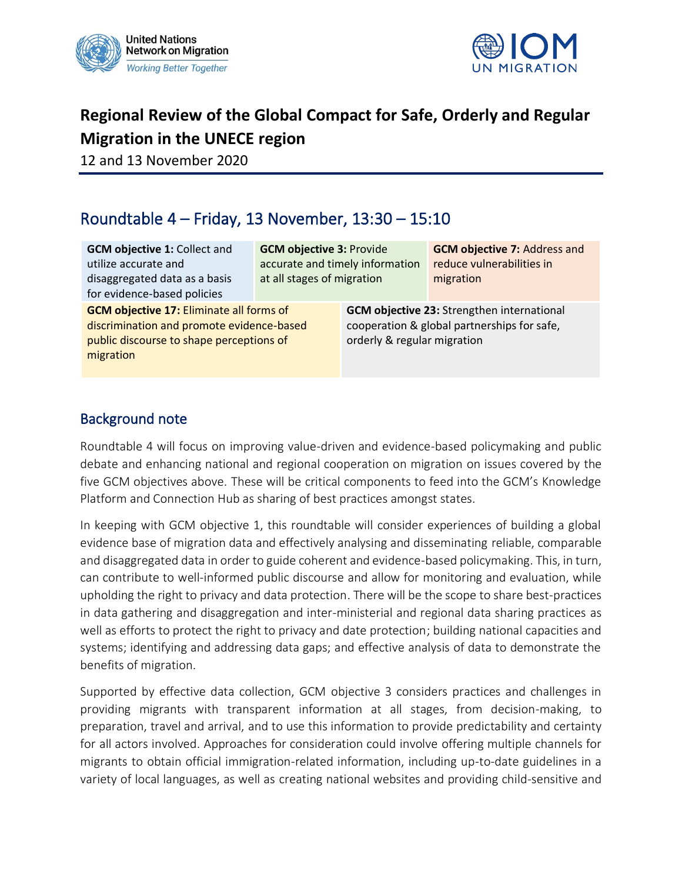# Regional Review of the Global Compact for Safe, Orderly and Regular Migration in the UNECE region

12 and 13 November 2020

## Roundtable 4 – Friday, 13 November, 13:30 – 15:10

| | | |
|---|---|---|
| **GCM objective 1:** Collect and utilize accurate and disaggregated data as a basis for evidence-based policies | **GCM objective 3:** Provide accurate and timely information at all stages of migration | **GCM objective 7:** Address and reduce vulnerabilities in migration |
| **GCM objective 17:** Eliminate all forms of discrimination and promote evidence-based public discourse to shape perceptions of migration | **GCM objective 23:** Strengthen international cooperation & global partnerships for safe, orderly & regular migration | |

## Background note

Roundtable 4 will focus on improving value-driven and evidence-based policymaking and public debate and enhancing national and regional cooperation on migration on issues covered by the five GCM objectives above. These will be critical components to feed into the GCM's Knowledge Platform and Connection Hub as sharing of best practices amongst states.

In keeping with GCM objective 1, this roundtable will consider experiences of building a global evidence base of migration data and effectively analysing and disseminating reliable, comparable and disaggregated data in order to guide coherent and evidence-based policymaking. This, in turn, can contribute to well-informed public discourse and allow for monitoring and evaluation, while upholding the right to privacy and data protection. There will be the scope to share best-practices in data gathering and disaggregation and inter-ministerial and regional data sharing practices as well as efforts to protect the right to privacy and date protection; building national capacities and systems; identifying and addressing data gaps; and effective analysis of data to demonstrate the benefits of migration.

Supported by effective data collection, GCM objective 3 considers practices and challenges in providing migrants with transparent information at all stages, from decision-making, to preparation, travel and arrival, and to use this information to provide predictability and certainty for all actors involved. Approaches for consideration could involve offering multiple channels for migrants to obtain official immigration-related information, including up-to-date guidelines in a variety of local languages, as well as creating national websites and providing child-sensitive and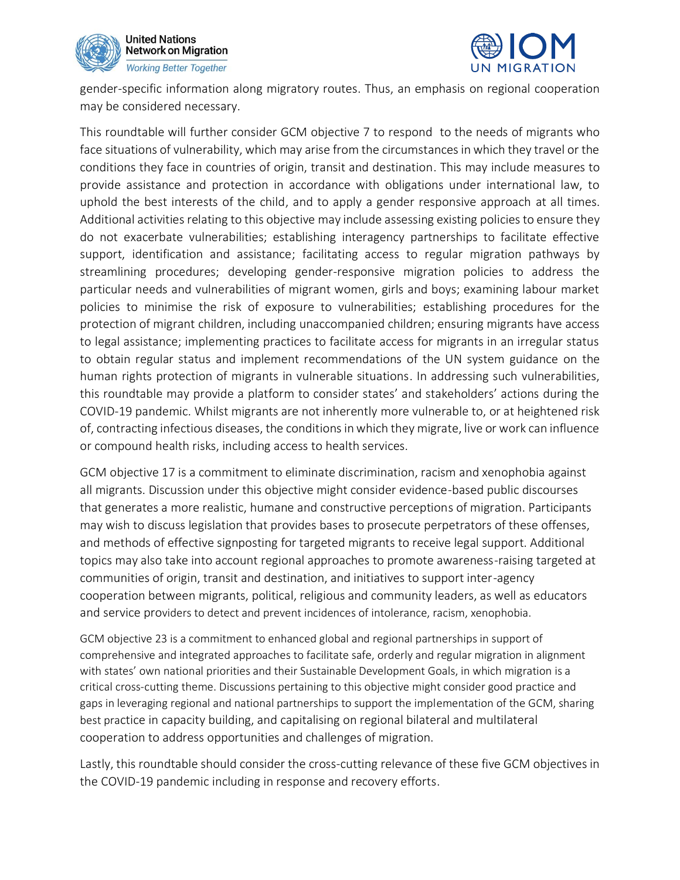gender-specific information along migratory routes. Thus, an emphasis on regional cooperation may be considered necessary.

This roundtable will further consider GCM objective 7 to respond to the needs of migrants who face situations of vulnerability, which may arise from the circumstances in which they travel or the conditions they face in countries of origin, transit and destination. This may include measures to provide assistance and protection in accordance with obligations under international law, to uphold the best interests of the child, and to apply a gender responsive approach at all times. Additional activities relating to this objective may include assessing existing policies to ensure they do not exacerbate vulnerabilities; establishing interagency partnerships to facilitate effective support, identification and assistance; facilitating access to regular migration pathways by streamlining procedures; developing gender-responsive migration policies to address the particular needs and vulnerabilities of migrant women, girls and boys; examining labour market policies to minimise the risk of exposure to vulnerabilities; establishing procedures for the protection of migrant children, including unaccompanied children; ensuring migrants have access to legal assistance; implementing practices to facilitate access for migrants in an irregular status to obtain regular status and implement recommendations of the UN system guidance on the human rights protection of migrants in vulnerable situations. In addressing such vulnerabilities, this roundtable may provide a platform to consider states' and stakeholders' actions during the COVID-19 pandemic. Whilst migrants are not inherently more vulnerable to, or at heightened risk of, contracting infectious diseases, the conditions in which they migrate, live or work can influence or compound health risks, including access to health services.

GCM objective 17 is a commitment to eliminate discrimination, racism and xenophobia against all migrants. Discussion under this objective might consider evidence-based public discourses that generates a more realistic, humane and constructive perceptions of migration. Participants may wish to discuss legislation that provides bases to prosecute perpetrators of these offenses, and methods of effective signposting for targeted migrants to receive legal support. Additional topics may also take into account regional approaches to promote awareness-raising targeted at communities of origin, transit and destination, and initiatives to support inter-agency cooperation between migrants, political, religious and community leaders, as well as educators and service providers to detect and prevent incidences of intolerance, racism, xenophobia.

GCM objective 23 is a commitment to enhanced global and regional partnerships in support of comprehensive and integrated approaches to facilitate safe, orderly and regular migration in alignment with states' own national priorities and their Sustainable Development Goals, in which migration is a critical cross-cutting theme. Discussions pertaining to this objective might consider good practice and gaps in leveraging regional and national partnerships to support the implementation of the GCM, sharing best practice in capacity building, and capitalising on regional bilateral and multilateral cooperation to address opportunities and challenges of migration.

Lastly, this roundtable should consider the cross-cutting relevance of these five GCM objectives in the COVID-19 pandemic including in response and recovery efforts.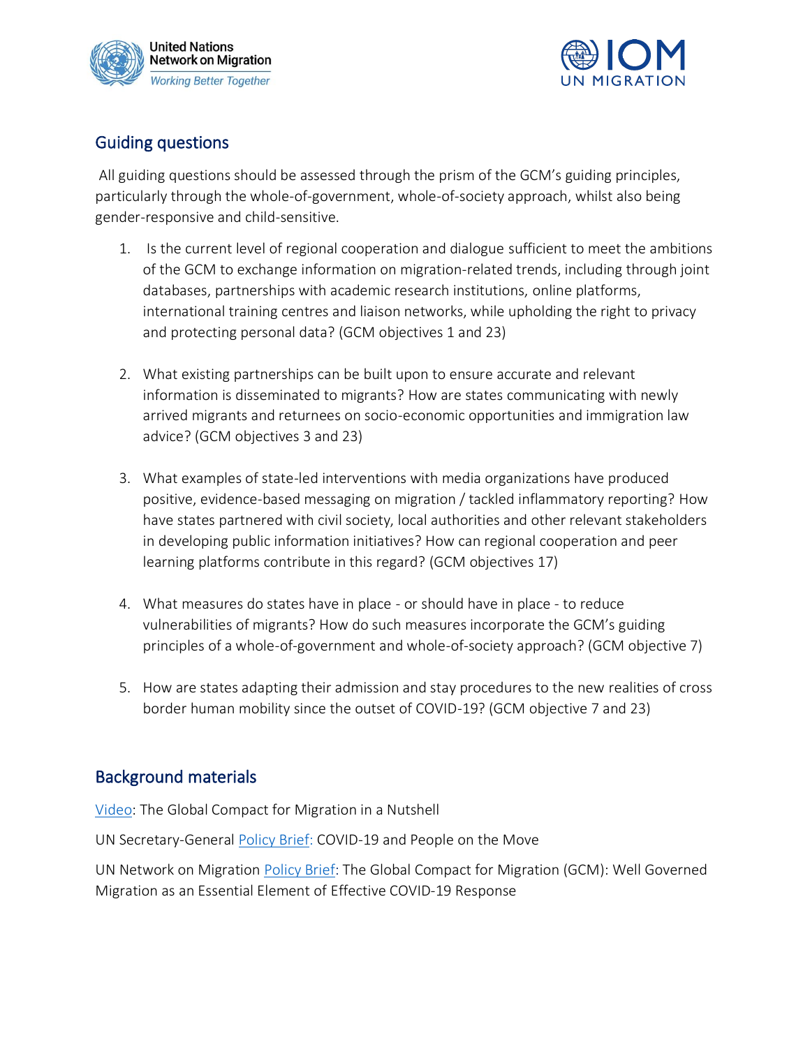## Guiding questions

All guiding questions should be assessed through the prism of the GCM's guiding principles, particularly through the whole-of-government, whole-of-society approach, whilst also being gender-responsive and child-sensitive.

1. Is the current level of regional cooperation and dialogue sufficient to meet the ambitions of the GCM to exchange information on migration-related trends, including through joint databases, partnerships with academic research institutions, online platforms, international training centres and liaison networks, while upholding the right to privacy and protecting personal data? (GCM objectives 1 and 23)

2. What existing partnerships can be built upon to ensure accurate and relevant information is disseminated to migrants? How are states communicating with newly arrived migrants and returnees on socio-economic opportunities and immigration law advice? (GCM objectives 3 and 23)

3. What examples of state-led interventions with media organizations have produced positive, evidence-based messaging on migration / tackled inflammatory reporting? How have states partnered with civil society, local authorities and other relevant stakeholders in developing public information initiatives? How can regional cooperation and peer learning platforms contribute in this regard? (GCM objectives 17)

4. What measures do states have in place - or should have in place - to reduce vulnerabilities of migrants? How do such measures incorporate the GCM's guiding principles of a whole-of-government and whole-of-society approach? (GCM objective 7)

5. How are states adapting their admission and stay procedures to the new realities of cross border human mobility since the outset of COVID-19? (GCM objective 7 and 23)

## Background materials

Video: The Global Compact for Migration in a Nutshell

UN Secretary-General Policy Brief: COVID-19 and People on the Move

UN Network on Migration Policy Brief: The Global Compact for Migration (GCM): Well Governed Migration as an Essential Element of Effective COVID-19 Response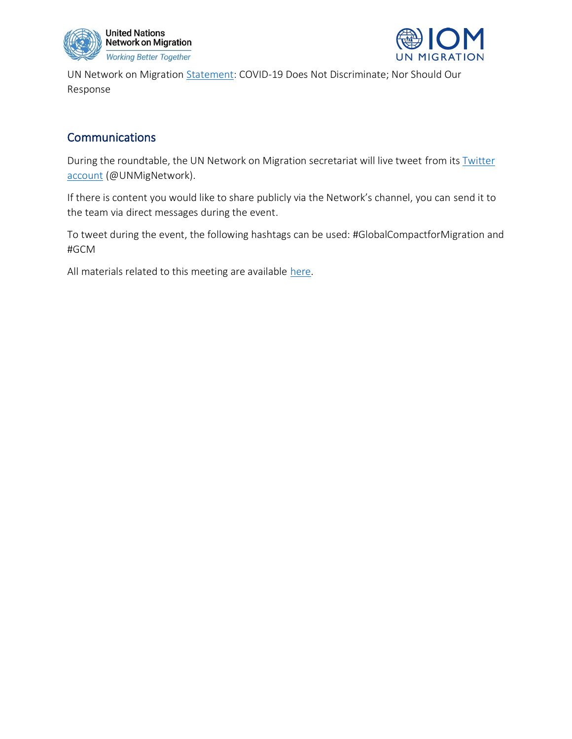UN Network on Migration Statement: COVID-19 Does Not Discriminate; Nor Should Our Response

## Communications

During the roundtable, the UN Network on Migration secretariat will live tweet from its Twitter account (@UNMigNetwork).

If there is content you would like to share publicly via the Network's channel, you can send it to the team via direct messages during the event.

To tweet during the event, the following hashtags can be used: #GlobalCompactforMigration and #GCM

All materials related to this meeting are available here.